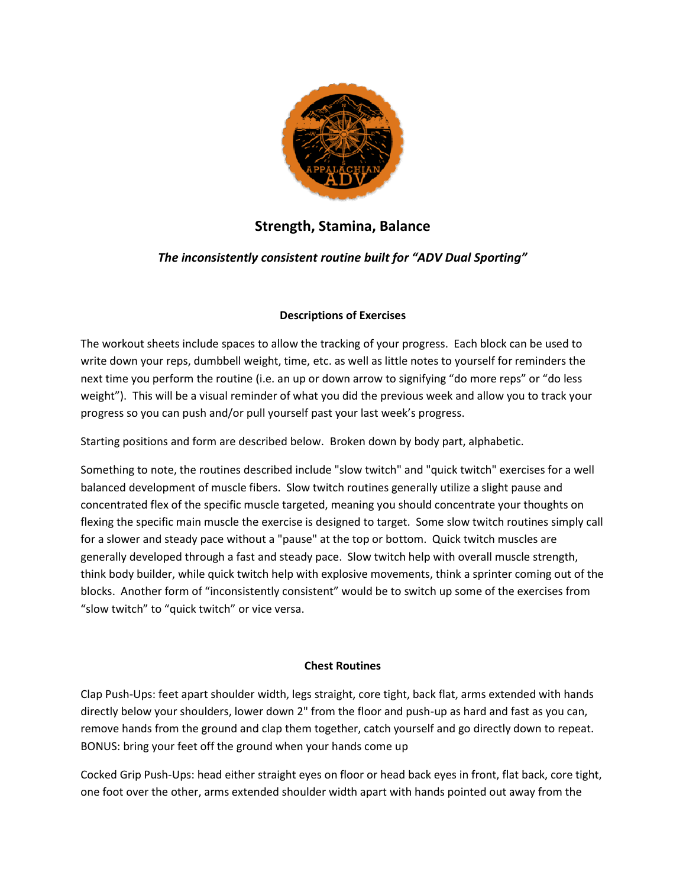# Strength, Stamina, Balance

***The inconsistently consistent routine built for "ADV Dual Sporting"***

### Descriptions of Exercises

The workout sheets include spaces to allow the tracking of your progress. Each block can be used to write down your reps, dumbbell weight, time, etc. as well as little notes to yourself for reminders the next time you perform the routine (i.e. an up or down arrow to signifying "do more reps" or "do less weight"). This will be a visual reminder of what you did the previous week and allow you to track your progress so you can push and/or pull yourself past your last week's progress.

Starting positions and form are described below. Broken down by body part, alphabetic.

Something to note, the routines described include "slow twitch" and "quick twitch" exercises for a well balanced development of muscle fibers. Slow twitch routines generally utilize a slight pause and concentrated flex of the specific muscle targeted, meaning you should concentrate your thoughts on flexing the specific main muscle the exercise is designed to target. Some slow twitch routines simply call for a slower and steady pace without a "pause" at the top or bottom. Quick twitch muscles are generally developed through a fast and steady pace. Slow twitch help with overall muscle strength, think body builder, while quick twitch help with explosive movements, think a sprinter coming out of the blocks. Another form of "inconsistently consistent" would be to switch up some of the exercises from "slow twitch" to "quick twitch" or vice versa.

### Chest Routines

Clap Push-Ups: feet apart shoulder width, legs straight, core tight, back flat, arms extended with hands directly below your shoulders, lower down 2" from the floor and push-up as hard and fast as you can, remove hands from the ground and clap them together, catch yourself and go directly down to repeat. BONUS: bring your feet off the ground when your hands come up

Cocked Grip Push-Ups: head either straight eyes on floor or head back eyes in front, flat back, core tight, one foot over the other, arms extended shoulder width apart with hands pointed out away from the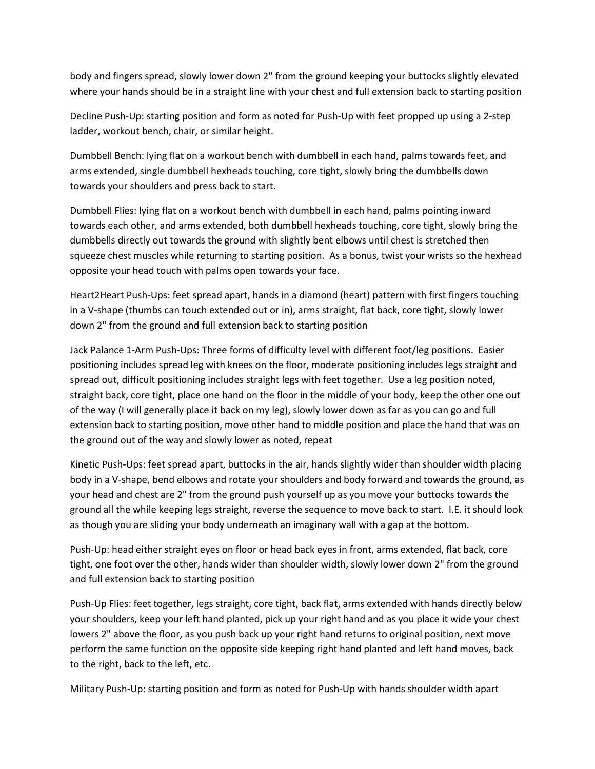body and fingers spread, slowly lower down 2" from the ground keeping your buttocks slightly elevated where your hands should be in a straight line with your chest and full extension back to starting position

Decline Push-Up: starting position and form as noted for Push-Up with feet propped up using a 2-step ladder, workout bench, chair, or similar height.

Dumbbell Bench: lying flat on a workout bench with dumbbell in each hand, palms towards feet, and arms extended, single dumbbell hexheads touching, core tight, slowly bring the dumbbells down towards your shoulders and press back to start.

Dumbbell Flies: lying flat on a workout bench with dumbbell in each hand, palms pointing inward towards each other, and arms extended, both dumbbell hexheads touching, core tight, slowly bring the dumbbells directly out towards the ground with slightly bent elbows until chest is stretched then squeeze chest muscles while returning to starting position. As a bonus, twist your wrists so the hexhead opposite your head touch with palms open towards your face.

Heart2Heart Push-Ups: feet spread apart, hands in a diamond (heart) pattern with first fingers touching in a V-shape (thumbs can touch extended out or in), arms straight, flat back, core tight, slowly lower down 2" from the ground and full extension back to starting position

Jack Palance 1-Arm Push-Ups: Three forms of difficulty level with different foot/leg positions. Easier positioning includes spread leg with knees on the floor, moderate positioning includes legs straight and spread out, difficult positioning includes straight legs with feet together. Use a leg position noted, straight back, core tight, place one hand on the floor in the middle of your body, keep the other one out of the way (I will generally place it back on my leg), slowly lower down as far as you can go and full extension back to starting position, move other hand to middle position and place the hand that was on the ground out of the way and slowly lower as noted, repeat

Kinetic Push-Ups: feet spread apart, buttocks in the air, hands slightly wider than shoulder width placing body in a V-shape, bend elbows and rotate your shoulders and body forward and towards the ground, as your head and chest are 2" from the ground push yourself up as you move your buttocks towards the ground all the while keeping legs straight, reverse the sequence to move back to start. I.E. it should look as though you are sliding your body underneath an imaginary wall with a gap at the bottom.

Push-Up: head either straight eyes on floor or head back eyes in front, arms extended, flat back, core tight, one foot over the other, hands wider than shoulder width, slowly lower down 2" from the ground and full extension back to starting position

Push-Up Flies: feet together, legs straight, core tight, back flat, arms extended with hands directly below your shoulders, keep your left hand planted, pick up your right hand and as you place it wide your chest lowers 2" above the floor, as you push back up your right hand returns to original position, next move perform the same function on the opposite side keeping right hand planted and left hand moves, back to the right, back to the left, etc.

Military Push-Up: starting position and form as noted for Push-Up with hands shoulder width apart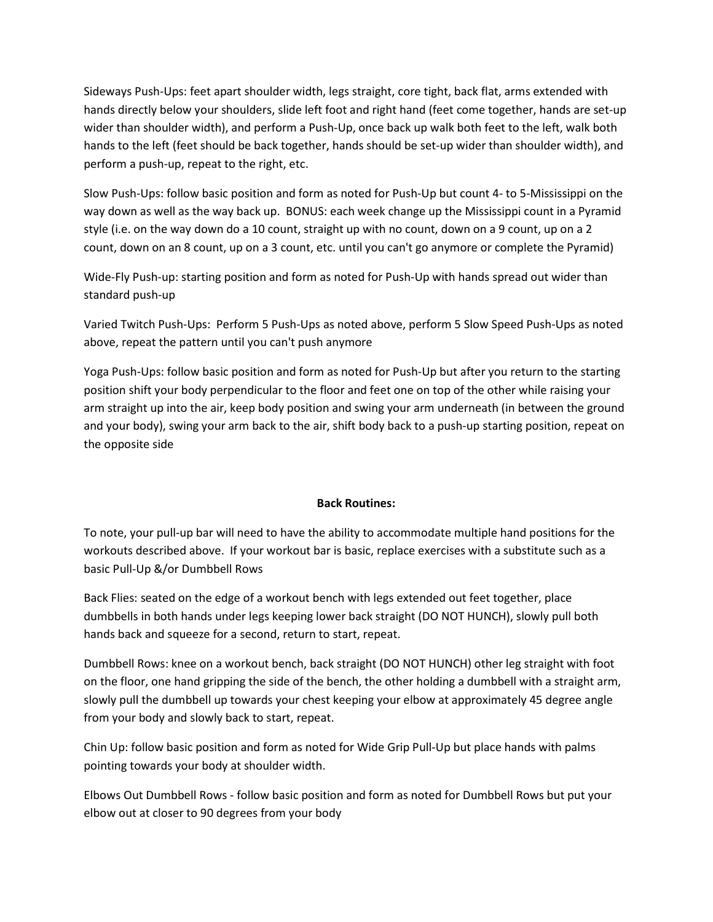Sideways Push-Ups: feet apart shoulder width, legs straight, core tight, back flat, arms extended with hands directly below your shoulders, slide left foot and right hand (feet come together, hands are set-up wider than shoulder width), and perform a Push-Up, once back up walk both feet to the left, walk both hands to the left (feet should be back together, hands should be set-up wider than shoulder width), and perform a push-up, repeat to the right, etc.

Slow Push-Ups: follow basic position and form as noted for Push-Up but count 4- to 5-Mississippi on the way down as well as the way back up. BONUS: each week change up the Mississippi count in a Pyramid style (i.e. on the way down do a 10 count, straight up with no count, down on a 9 count, up on a 2 count, down on an 8 count, up on a 3 count, etc. until you can't go anymore or complete the Pyramid)

Wide-Fly Push-up: starting position and form as noted for Push-Up with hands spread out wider than standard push-up

Varied Twitch Push-Ups: Perform 5 Push-Ups as noted above, perform 5 Slow Speed Push-Ups as noted above, repeat the pattern until you can't push anymore

Yoga Push-Ups: follow basic position and form as noted for Push-Up but after you return to the starting position shift your body perpendicular to the floor and feet one on top of the other while raising your arm straight up into the air, keep body position and swing your arm underneath (in between the ground and your body), swing your arm back to the air, shift body back to a push-up starting position, repeat on the opposite side

**Back Routines:**

To note, your pull-up bar will need to have the ability to accommodate multiple hand positions for the workouts described above. If your workout bar is basic, replace exercises with a substitute such as a basic Pull-Up &/or Dumbbell Rows

Back Flies: seated on the edge of a workout bench with legs extended out feet together, place dumbbells in both hands under legs keeping lower back straight (DO NOT HUNCH), slowly pull both hands back and squeeze for a second, return to start, repeat.

Dumbbell Rows: knee on a workout bench, back straight (DO NOT HUNCH) other leg straight with foot on the floor, one hand gripping the side of the bench, the other holding a dumbbell with a straight arm, slowly pull the dumbbell up towards your chest keeping your elbow at approximately 45 degree angle from your body and slowly back to start, repeat.

Chin Up: follow basic position and form as noted for Wide Grip Pull-Up but place hands with palms pointing towards your body at shoulder width.

Elbows Out Dumbbell Rows - follow basic position and form as noted for Dumbbell Rows but put your elbow out at closer to 90 degrees from your body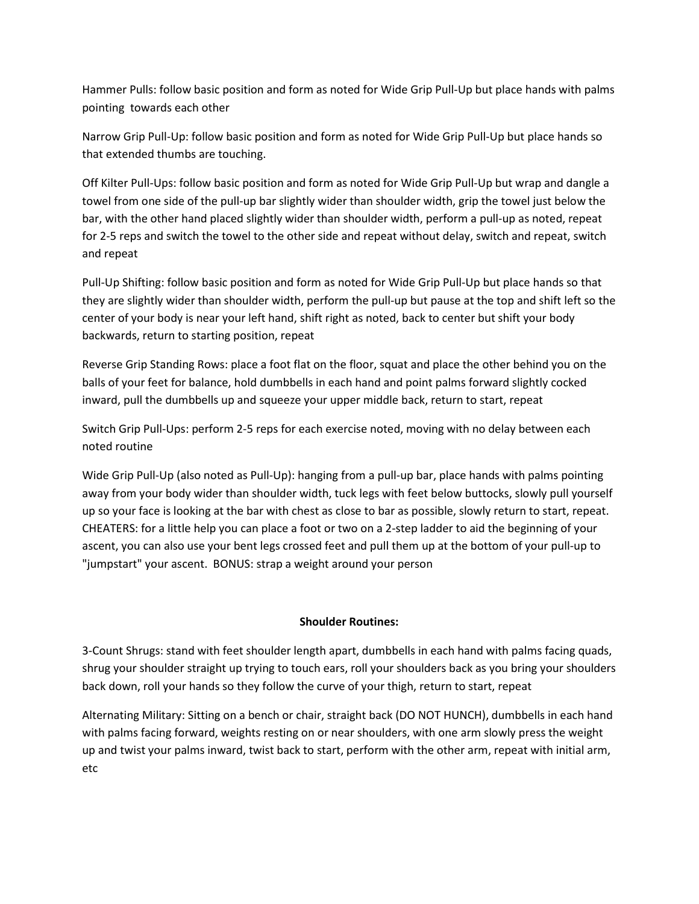Hammer Pulls: follow basic position and form as noted for Wide Grip Pull-Up but place hands with palms pointing towards each other

Narrow Grip Pull-Up: follow basic position and form as noted for Wide Grip Pull-Up but place hands so that extended thumbs are touching.

Off Kilter Pull-Ups: follow basic position and form as noted for Wide Grip Pull-Up but wrap and dangle a towel from one side of the pull-up bar slightly wider than shoulder width, grip the towel just below the bar, with the other hand placed slightly wider than shoulder width, perform a pull-up as noted, repeat for 2-5 reps and switch the towel to the other side and repeat without delay, switch and repeat, switch and repeat

Pull-Up Shifting: follow basic position and form as noted for Wide Grip Pull-Up but place hands so that they are slightly wider than shoulder width, perform the pull-up but pause at the top and shift left so the center of your body is near your left hand, shift right as noted, back to center but shift your body backwards, return to starting position, repeat

Reverse Grip Standing Rows: place a foot flat on the floor, squat and place the other behind you on the balls of your feet for balance, hold dumbbells in each hand and point palms forward slightly cocked inward, pull the dumbbells up and squeeze your upper middle back, return to start, repeat

Switch Grip Pull-Ups: perform 2-5 reps for each exercise noted, moving with no delay between each noted routine

Wide Grip Pull-Up (also noted as Pull-Up): hanging from a pull-up bar, place hands with palms pointing away from your body wider than shoulder width, tuck legs with feet below buttocks, slowly pull yourself up so your face is looking at the bar with chest as close to bar as possible, slowly return to start, repeat. CHEATERS: for a little help you can place a foot or two on a 2-step ladder to aid the beginning of your ascent, you can also use your bent legs crossed feet and pull them up at the bottom of your pull-up to "jumpstart" your ascent. BONUS: strap a weight around your person

## Shoulder Routines:

3-Count Shrugs: stand with feet shoulder length apart, dumbbells in each hand with palms facing quads, shrug your shoulder straight up trying to touch ears, roll your shoulders back as you bring your shoulders back down, roll your hands so they follow the curve of your thigh, return to start, repeat

Alternating Military: Sitting on a bench or chair, straight back (DO NOT HUNCH), dumbbells in each hand with palms facing forward, weights resting on or near shoulders, with one arm slowly press the weight up and twist your palms inward, twist back to start, perform with the other arm, repeat with initial arm, etc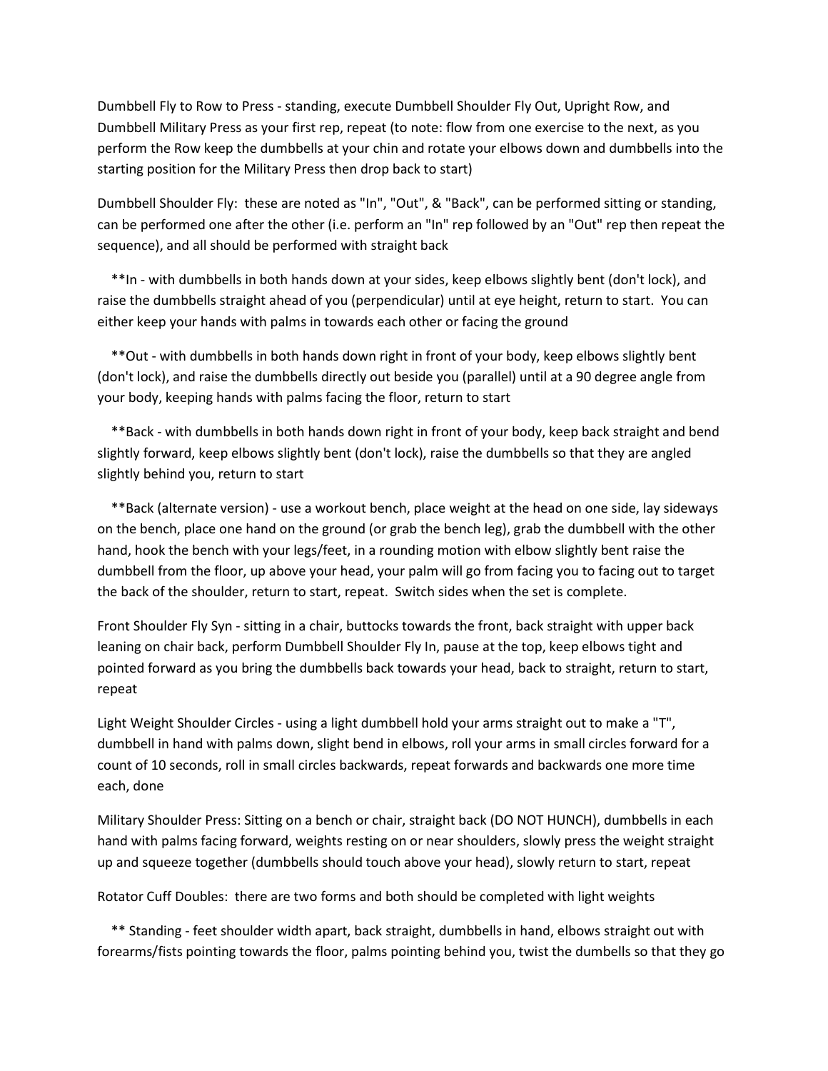Dumbbell Fly to Row to Press - standing, execute Dumbbell Shoulder Fly Out, Upright Row, and Dumbbell Military Press as your first rep, repeat (to note: flow from one exercise to the next, as you perform the Row keep the dumbbells at your chin and rotate your elbows down and dumbbells into the starting position for the Military Press then drop back to start)

Dumbbell Shoulder Fly: these are noted as "In", "Out", & "Back", can be performed sitting or standing, can be performed one after the other (i.e. perform an "In" rep followed by an "Out" rep then repeat the sequence), and all should be performed with straight back

**In - with dumbbells in both hands down at your sides, keep elbows slightly bent (don't lock), and raise the dumbbells straight ahead of you (perpendicular) until at eye height, return to start. You can either keep your hands with palms in towards each other or facing the ground

**Out - with dumbbells in both hands down right in front of your body, keep elbows slightly bent (don't lock), and raise the dumbbells directly out beside you (parallel) until at a 90 degree angle from your body, keeping hands with palms facing the floor, return to start

**Back - with dumbbells in both hands down right in front of your body, keep back straight and bend slightly forward, keep elbows slightly bent (don't lock), raise the dumbbells so that they are angled slightly behind you, return to start

**Back (alternate version) - use a workout bench, place weight at the head on one side, lay sideways on the bench, place one hand on the ground (or grab the bench leg), grab the dumbbell with the other hand, hook the bench with your legs/feet, in a rounding motion with elbow slightly bent raise the dumbbell from the floor, up above your head, your palm will go from facing you to facing out to target the back of the shoulder, return to start, repeat. Switch sides when the set is complete.

Front Shoulder Fly Syn - sitting in a chair, buttocks towards the front, back straight with upper back leaning on chair back, perform Dumbbell Shoulder Fly In, pause at the top, keep elbows tight and pointed forward as you bring the dumbbells back towards your head, back to straight, return to start, repeat

Light Weight Shoulder Circles - using a light dumbbell hold your arms straight out to make a "T", dumbbell in hand with palms down, slight bend in elbows, roll your arms in small circles forward for a count of 10 seconds, roll in small circles backwards, repeat forwards and backwards one more time each, done

Military Shoulder Press: Sitting on a bench or chair, straight back (DO NOT HUNCH), dumbbells in each hand with palms facing forward, weights resting on or near shoulders, slowly press the weight straight up and squeeze together (dumbbells should touch above your head), slowly return to start, repeat

Rotator Cuff Doubles: there are two forms and both should be completed with light weights

** Standing - feet shoulder width apart, back straight, dumbbells in hand, elbows straight out with forearms/fists pointing towards the floor, palms pointing behind you, twist the dumbells so that they go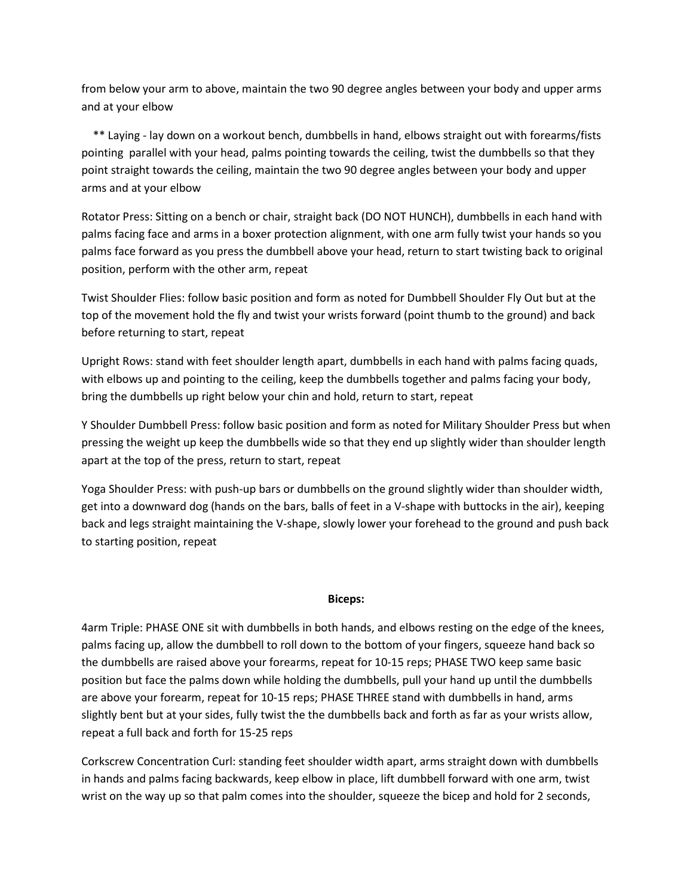from below your arm to above, maintain the two 90 degree angles between your body and upper arms and at your elbow

** Laying - lay down on a workout bench, dumbbells in hand, elbows straight out with forearms/fists pointing  parallel with your head, palms pointing towards the ceiling, twist the dumbbells so that they point straight towards the ceiling, maintain the two 90 degree angles between your body and upper arms and at your elbow

Rotator Press: Sitting on a bench or chair, straight back (DO NOT HUNCH), dumbbells in each hand with palms facing face and arms in a boxer protection alignment, with one arm fully twist your hands so you palms face forward as you press the dumbbell above your head, return to start twisting back to original position, perform with the other arm, repeat

Twist Shoulder Flies: follow basic position and form as noted for Dumbbell Shoulder Fly Out but at the top of the movement hold the fly and twist your wrists forward (point thumb to the ground) and back before returning to start, repeat

Upright Rows: stand with feet shoulder length apart, dumbbells in each hand with palms facing quads, with elbows up and pointing to the ceiling, keep the dumbbells together and palms facing your body, bring the dumbbells up right below your chin and hold, return to start, repeat

Y Shoulder Dumbbell Press: follow basic position and form as noted for Military Shoulder Press but when pressing the weight up keep the dumbbells wide so that they end up slightly wider than shoulder length apart at the top of the press, return to start, repeat

Yoga Shoulder Press: with push-up bars or dumbbells on the ground slightly wider than shoulder width, get into a downward dog (hands on the bars, balls of feet in a V-shape with buttocks in the air), keeping back and legs straight maintaining the V-shape, slowly lower your forehead to the ground and push back to starting position, repeat

**Biceps:**

4arm Triple: PHASE ONE sit with dumbbells in both hands, and elbows resting on the edge of the knees, palms facing up, allow the dumbbell to roll down to the bottom of your fingers, squeeze hand back so the dumbbells are raised above your forearms, repeat for 10-15 reps; PHASE TWO keep same basic position but face the palms down while holding the dumbbells, pull your hand up until the dumbbells are above your forearm, repeat for 10-15 reps; PHASE THREE stand with dumbbells in hand, arms slightly bent but at your sides, fully twist the the dumbbells back and forth as far as your wrists allow, repeat a full back and forth for 15-25 reps

Corkscrew Concentration Curl: standing feet shoulder width apart, arms straight down with dumbbells in hands and palms facing backwards, keep elbow in place, lift dumbbell forward with one arm, twist wrist on the way up so that palm comes into the shoulder, squeeze the bicep and hold for 2 seconds,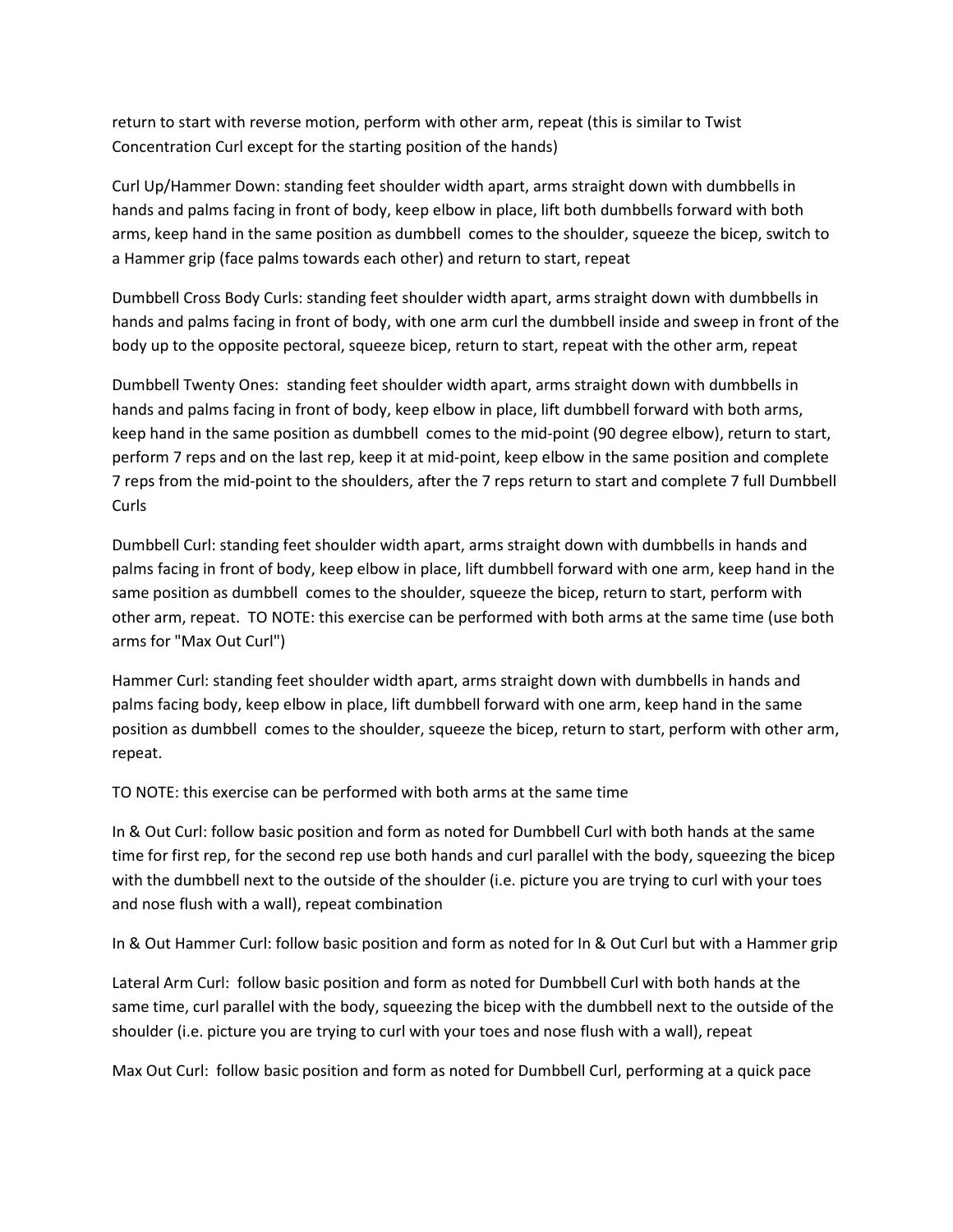return to start with reverse motion, perform with other arm, repeat (this is similar to Twist Concentration Curl except for the starting position of the hands)

Curl Up/Hammer Down: standing feet shoulder width apart, arms straight down with dumbbells in hands and palms facing in front of body, keep elbow in place, lift both dumbbells forward with both arms, keep hand in the same position as dumbbell comes to the shoulder, squeeze the bicep, switch to a Hammer grip (face palms towards each other) and return to start, repeat

Dumbbell Cross Body Curls: standing feet shoulder width apart, arms straight down with dumbbells in hands and palms facing in front of body, with one arm curl the dumbbell inside and sweep in front of the body up to the opposite pectoral, squeeze bicep, return to start, repeat with the other arm, repeat

Dumbbell Twenty Ones: standing feet shoulder width apart, arms straight down with dumbbells in hands and palms facing in front of body, keep elbow in place, lift dumbbell forward with both arms, keep hand in the same position as dumbbell comes to the mid-point (90 degree elbow), return to start, perform 7 reps and on the last rep, keep it at mid-point, keep elbow in the same position and complete 7 reps from the mid-point to the shoulders, after the 7 reps return to start and complete 7 full Dumbbell Curls

Dumbbell Curl: standing feet shoulder width apart, arms straight down with dumbbells in hands and palms facing in front of body, keep elbow in place, lift dumbbell forward with one arm, keep hand in the same position as dumbbell comes to the shoulder, squeeze the bicep, return to start, perform with other arm, repeat. TO NOTE: this exercise can be performed with both arms at the same time (use both arms for "Max Out Curl")

Hammer Curl: standing feet shoulder width apart, arms straight down with dumbbells in hands and palms facing body, keep elbow in place, lift dumbbell forward with one arm, keep hand in the same position as dumbbell comes to the shoulder, squeeze the bicep, return to start, perform with other arm, repeat.

TO NOTE: this exercise can be performed with both arms at the same time

In & Out Curl: follow basic position and form as noted for Dumbbell Curl with both hands at the same time for first rep, for the second rep use both hands and curl parallel with the body, squeezing the bicep with the dumbbell next to the outside of the shoulder (i.e. picture you are trying to curl with your toes and nose flush with a wall), repeat combination

In & Out Hammer Curl: follow basic position and form as noted for In & Out Curl but with a Hammer grip

Lateral Arm Curl: follow basic position and form as noted for Dumbbell Curl with both hands at the same time, curl parallel with the body, squeezing the bicep with the dumbbell next to the outside of the shoulder (i.e. picture you are trying to curl with your toes and nose flush with a wall), repeat

Max Out Curl: follow basic position and form as noted for Dumbbell Curl, performing at a quick pace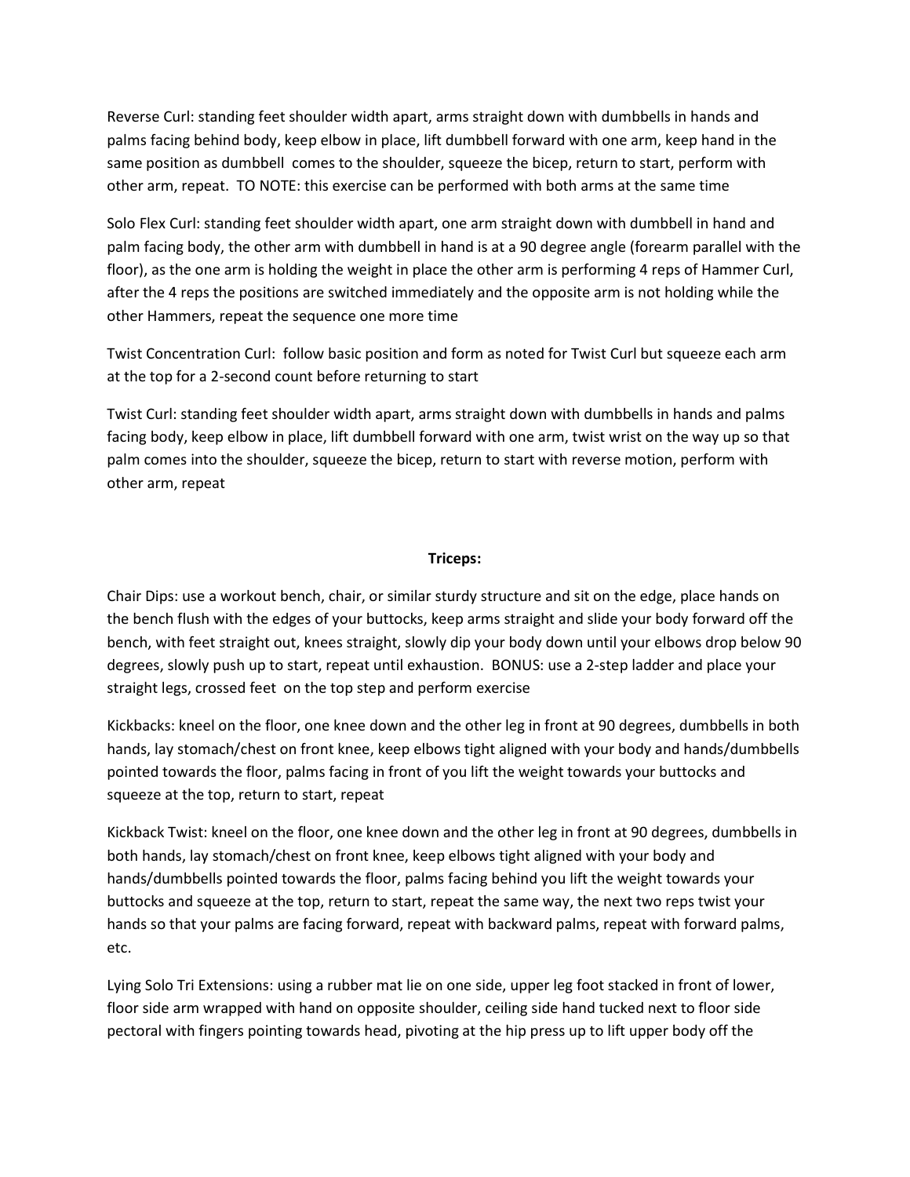Reverse Curl: standing feet shoulder width apart, arms straight down with dumbbells in hands and palms facing behind body, keep elbow in place, lift dumbbell forward with one arm, keep hand in the same position as dumbbell comes to the shoulder, squeeze the bicep, return to start, perform with other arm, repeat. TO NOTE: this exercise can be performed with both arms at the same time

Solo Flex Curl: standing feet shoulder width apart, one arm straight down with dumbbell in hand and palm facing body, the other arm with dumbbell in hand is at a 90 degree angle (forearm parallel with the floor), as the one arm is holding the weight in place the other arm is performing 4 reps of Hammer Curl, after the 4 reps the positions are switched immediately and the opposite arm is not holding while the other Hammers, repeat the sequence one more time

Twist Concentration Curl: follow basic position and form as noted for Twist Curl but squeeze each arm at the top for a 2-second count before returning to start

Twist Curl: standing feet shoulder width apart, arms straight down with dumbbells in hands and palms facing body, keep elbow in place, lift dumbbell forward with one arm, twist wrist on the way up so that palm comes into the shoulder, squeeze the bicep, return to start with reverse motion, perform with other arm, repeat

**Triceps:**

Chair Dips: use a workout bench, chair, or similar sturdy structure and sit on the edge, place hands on the bench flush with the edges of your buttocks, keep arms straight and slide your body forward off the bench, with feet straight out, knees straight, slowly dip your body down until your elbows drop below 90 degrees, slowly push up to start, repeat until exhaustion. BONUS: use a 2-step ladder and place your straight legs, crossed feet on the top step and perform exercise

Kickbacks: kneel on the floor, one knee down and the other leg in front at 90 degrees, dumbbells in both hands, lay stomach/chest on front knee, keep elbows tight aligned with your body and hands/dumbbells pointed towards the floor, palms facing in front of you lift the weight towards your buttocks and squeeze at the top, return to start, repeat

Kickback Twist: kneel on the floor, one knee down and the other leg in front at 90 degrees, dumbbells in both hands, lay stomach/chest on front knee, keep elbows tight aligned with your body and hands/dumbbells pointed towards the floor, palms facing behind you lift the weight towards your buttocks and squeeze at the top, return to start, repeat the same way, the next two reps twist your hands so that your palms are facing forward, repeat with backward palms, repeat with forward palms, etc.

Lying Solo Tri Extensions: using a rubber mat lie on one side, upper leg foot stacked in front of lower, floor side arm wrapped with hand on opposite shoulder, ceiling side hand tucked next to floor side pectoral with fingers pointing towards head, pivoting at the hip press up to lift upper body off the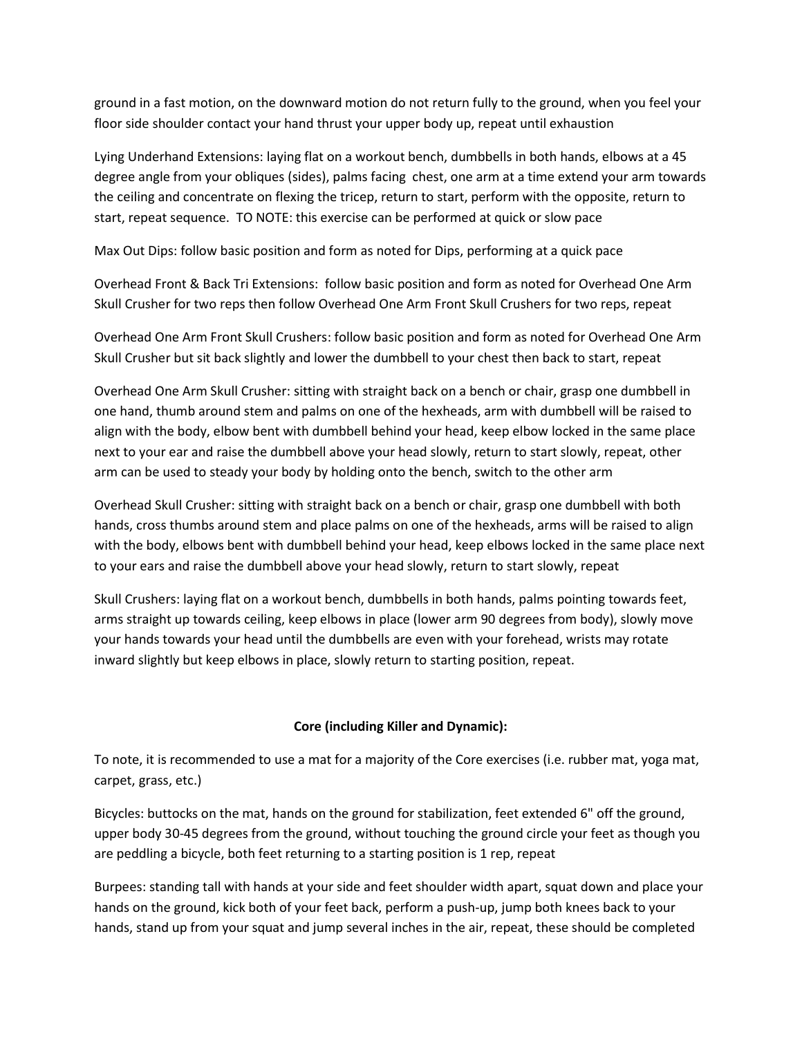ground in a fast motion, on the downward motion do not return fully to the ground, when you feel your floor side shoulder contact your hand thrust your upper body up, repeat until exhaustion

Lying Underhand Extensions: laying flat on a workout bench, dumbbells in both hands, elbows at a 45 degree angle from your obliques (sides), palms facing chest, one arm at a time extend your arm towards the ceiling and concentrate on flexing the tricep, return to start, perform with the opposite, return to start, repeat sequence. TO NOTE: this exercise can be performed at quick or slow pace

Max Out Dips: follow basic position and form as noted for Dips, performing at a quick pace

Overhead Front & Back Tri Extensions: follow basic position and form as noted for Overhead One Arm Skull Crusher for two reps then follow Overhead One Arm Front Skull Crushers for two reps, repeat

Overhead One Arm Front Skull Crushers: follow basic position and form as noted for Overhead One Arm Skull Crusher but sit back slightly and lower the dumbbell to your chest then back to start, repeat

Overhead One Arm Skull Crusher: sitting with straight back on a bench or chair, grasp one dumbbell in one hand, thumb around stem and palms on one of the hexheads, arm with dumbbell will be raised to align with the body, elbow bent with dumbbell behind your head, keep elbow locked in the same place next to your ear and raise the dumbbell above your head slowly, return to start slowly, repeat, other arm can be used to steady your body by holding onto the bench, switch to the other arm

Overhead Skull Crusher: sitting with straight back on a bench or chair, grasp one dumbbell with both hands, cross thumbs around stem and place palms on one of the hexheads, arms will be raised to align with the body, elbows bent with dumbbell behind your head, keep elbows locked in the same place next to your ears and raise the dumbbell above your head slowly, return to start slowly, repeat

Skull Crushers: laying flat on a workout bench, dumbbells in both hands, palms pointing towards feet, arms straight up towards ceiling, keep elbows in place (lower arm 90 degrees from body), slowly move your hands towards your head until the dumbbells are even with your forehead, wrists may rotate inward slightly but keep elbows in place, slowly return to starting position, repeat.

**Core (including Killer and Dynamic):**

To note, it is recommended to use a mat for a majority of the Core exercises (i.e. rubber mat, yoga mat, carpet, grass, etc.)

Bicycles: buttocks on the mat, hands on the ground for stabilization, feet extended 6" off the ground, upper body 30-45 degrees from the ground, without touching the ground circle your feet as though you are peddling a bicycle, both feet returning to a starting position is 1 rep, repeat

Burpees: standing tall with hands at your side and feet shoulder width apart, squat down and place your hands on the ground, kick both of your feet back, perform a push-up, jump both knees back to your hands, stand up from your squat and jump several inches in the air, repeat, these should be completed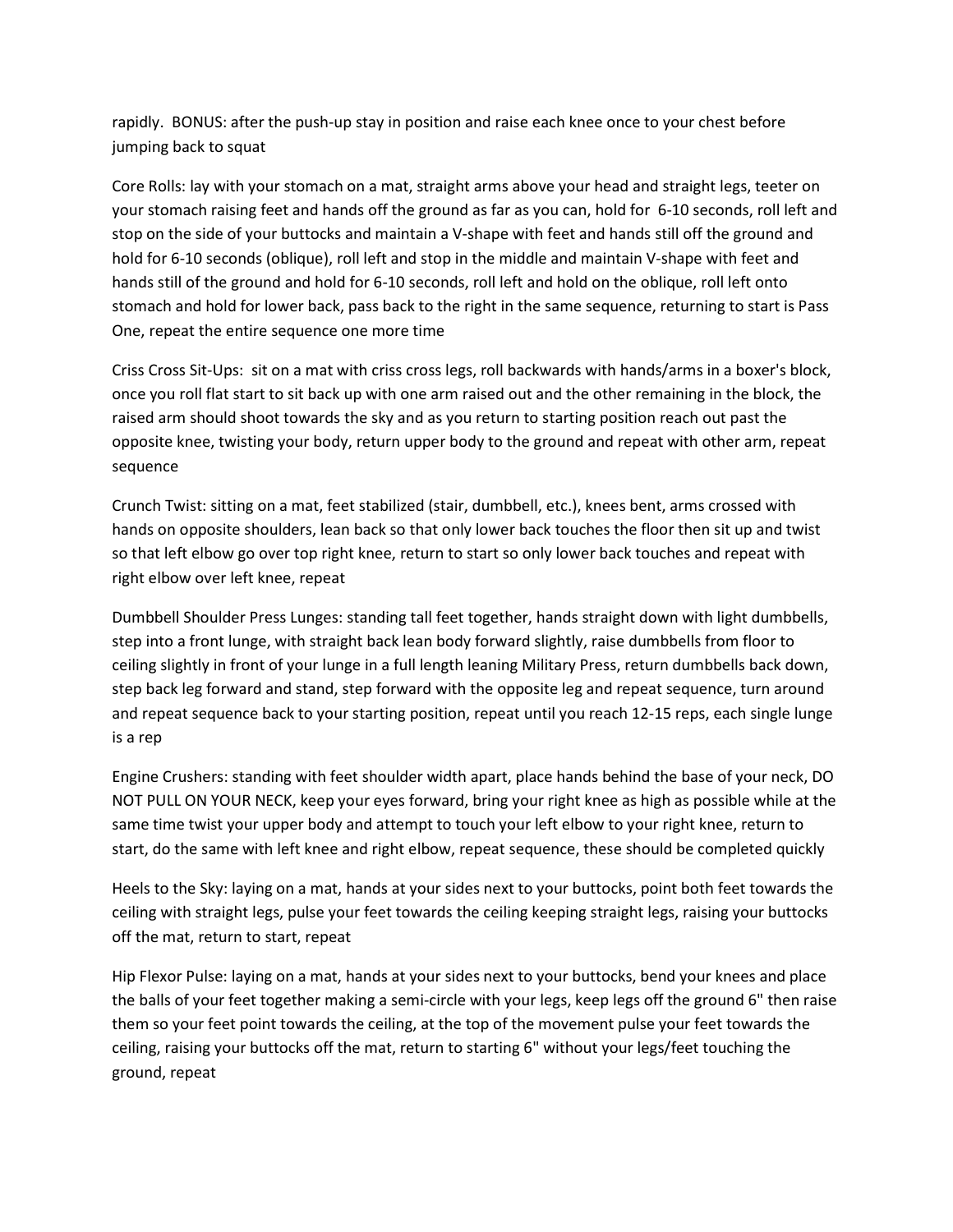rapidly. BONUS: after the push-up stay in position and raise each knee once to your chest before jumping back to squat

Core Rolls: lay with your stomach on a mat, straight arms above your head and straight legs, teeter on your stomach raising feet and hands off the ground as far as you can, hold for 6-10 seconds, roll left and stop on the side of your buttocks and maintain a V-shape with feet and hands still off the ground and hold for 6-10 seconds (oblique), roll left and stop in the middle and maintain V-shape with feet and hands still of the ground and hold for 6-10 seconds, roll left and hold on the oblique, roll left onto stomach and hold for lower back, pass back to the right in the same sequence, returning to start is Pass One, repeat the entire sequence one more time

Criss Cross Sit-Ups: sit on a mat with criss cross legs, roll backwards with hands/arms in a boxer's block, once you roll flat start to sit back up with one arm raised out and the other remaining in the block, the raised arm should shoot towards the sky and as you return to starting position reach out past the opposite knee, twisting your body, return upper body to the ground and repeat with other arm, repeat sequence

Crunch Twist: sitting on a mat, feet stabilized (stair, dumbbell, etc.), knees bent, arms crossed with hands on opposite shoulders, lean back so that only lower back touches the floor then sit up and twist so that left elbow go over top right knee, return to start so only lower back touches and repeat with right elbow over left knee, repeat

Dumbbell Shoulder Press Lunges: standing tall feet together, hands straight down with light dumbbells, step into a front lunge, with straight back lean body forward slightly, raise dumbbells from floor to ceiling slightly in front of your lunge in a full length leaning Military Press, return dumbbells back down, step back leg forward and stand, step forward with the opposite leg and repeat sequence, turn around and repeat sequence back to your starting position, repeat until you reach 12-15 reps, each single lunge is a rep

Engine Crushers: standing with feet shoulder width apart, place hands behind the base of your neck, DO NOT PULL ON YOUR NECK, keep your eyes forward, bring your right knee as high as possible while at the same time twist your upper body and attempt to touch your left elbow to your right knee, return to start, do the same with left knee and right elbow, repeat sequence, these should be completed quickly

Heels to the Sky: laying on a mat, hands at your sides next to your buttocks, point both feet towards the ceiling with straight legs, pulse your feet towards the ceiling keeping straight legs, raising your buttocks off the mat, return to start, repeat

Hip Flexor Pulse: laying on a mat, hands at your sides next to your buttocks, bend your knees and place the balls of your feet together making a semi-circle with your legs, keep legs off the ground 6" then raise them so your feet point towards the ceiling, at the top of the movement pulse your feet towards the ceiling, raising your buttocks off the mat, return to starting 6" without your legs/feet touching the ground, repeat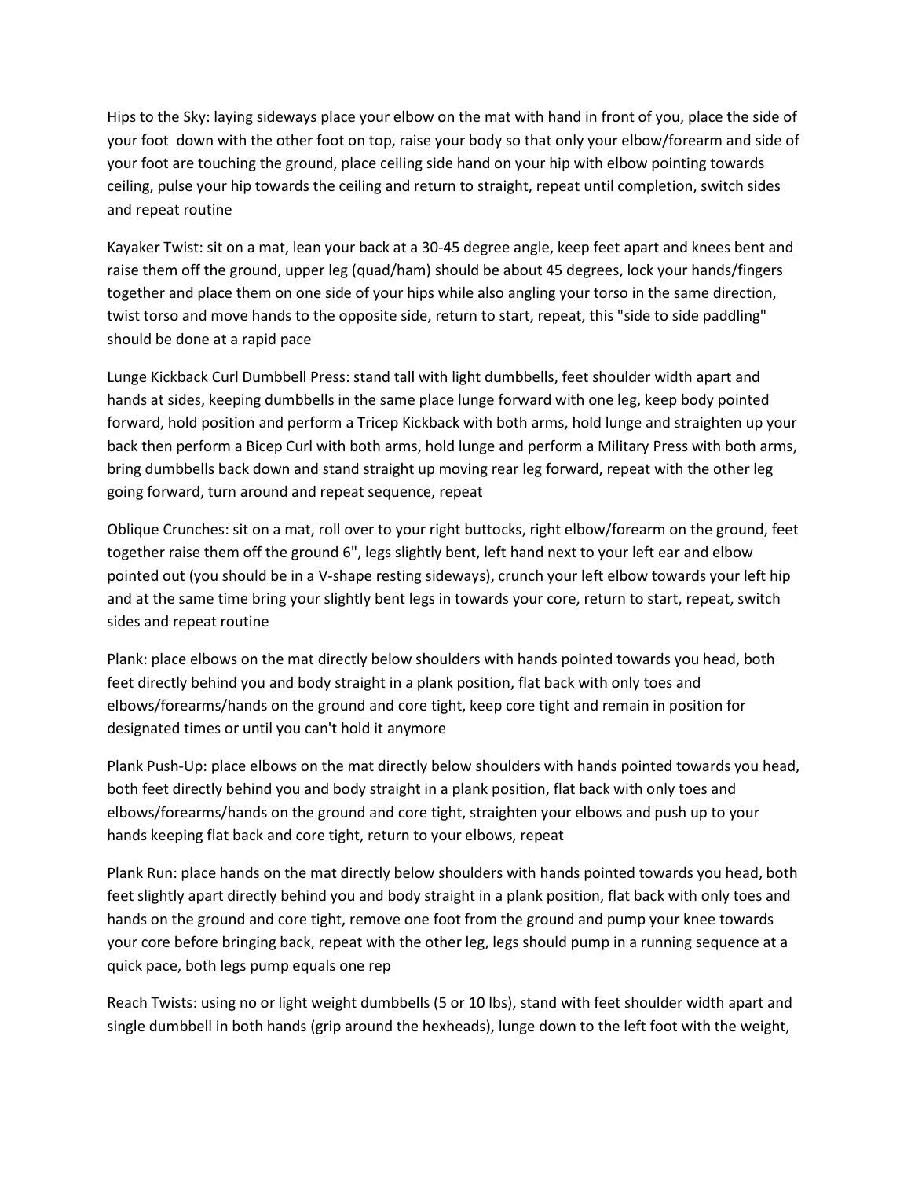Hips to the Sky: laying sideways place your elbow on the mat with hand in front of you, place the side of your foot down with the other foot on top, raise your body so that only your elbow/forearm and side of your foot are touching the ground, place ceiling side hand on your hip with elbow pointing towards ceiling, pulse your hip towards the ceiling and return to straight, repeat until completion, switch sides and repeat routine

Kayaker Twist: sit on a mat, lean your back at a 30-45 degree angle, keep feet apart and knees bent and raise them off the ground, upper leg (quad/ham) should be about 45 degrees, lock your hands/fingers together and place them on one side of your hips while also angling your torso in the same direction, twist torso and move hands to the opposite side, return to start, repeat, this "side to side paddling" should be done at a rapid pace

Lunge Kickback Curl Dumbbell Press: stand tall with light dumbbells, feet shoulder width apart and hands at sides, keeping dumbbells in the same place lunge forward with one leg, keep body pointed forward, hold position and perform a Tricep Kickback with both arms, hold lunge and straighten up your back then perform a Bicep Curl with both arms, hold lunge and perform a Military Press with both arms, bring dumbbells back down and stand straight up moving rear leg forward, repeat with the other leg going forward, turn around and repeat sequence, repeat

Oblique Crunches: sit on a mat, roll over to your right buttocks, right elbow/forearm on the ground, feet together raise them off the ground 6", legs slightly bent, left hand next to your left ear and elbow pointed out (you should be in a V-shape resting sideways), crunch your left elbow towards your left hip and at the same time bring your slightly bent legs in towards your core, return to start, repeat, switch sides and repeat routine

Plank: place elbows on the mat directly below shoulders with hands pointed towards you head, both feet directly behind you and body straight in a plank position, flat back with only toes and elbows/forearms/hands on the ground and core tight, keep core tight and remain in position for designated times or until you can't hold it anymore

Plank Push-Up: place elbows on the mat directly below shoulders with hands pointed towards you head, both feet directly behind you and body straight in a plank position, flat back with only toes and elbows/forearms/hands on the ground and core tight, straighten your elbows and push up to your hands keeping flat back and core tight, return to your elbows, repeat

Plank Run: place hands on the mat directly below shoulders with hands pointed towards you head, both feet slightly apart directly behind you and body straight in a plank position, flat back with only toes and hands on the ground and core tight, remove one foot from the ground and pump your knee towards your core before bringing back, repeat with the other leg, legs should pump in a running sequence at a quick pace, both legs pump equals one rep

Reach Twists: using no or light weight dumbbells (5 or 10 lbs), stand with feet shoulder width apart and single dumbbell in both hands (grip around the hexheads), lunge down to the left foot with the weight,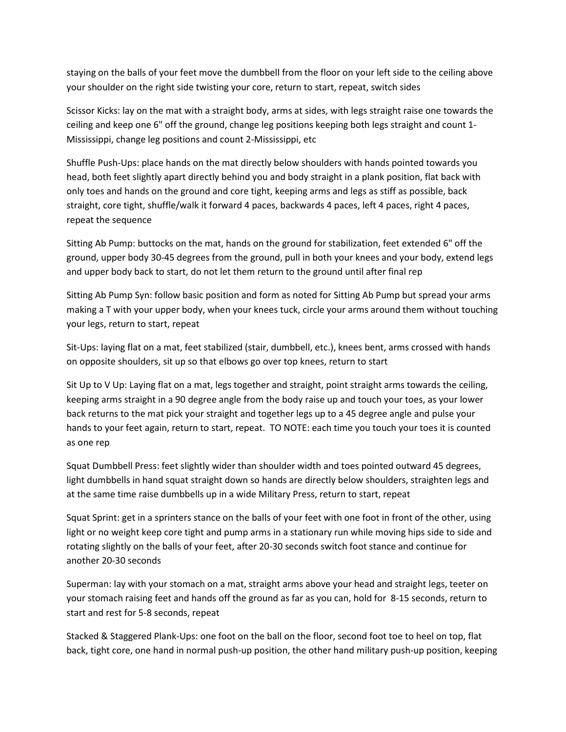staying on the balls of your feet move the dumbbell from the floor on your left side to the ceiling above your shoulder on the right side twisting your core, return to start, repeat, switch sides

Scissor Kicks: lay on the mat with a straight body, arms at sides, with legs straight raise one towards the ceiling and keep one 6" off the ground, change leg positions keeping both legs straight and count 1-Mississippi, change leg positions and count 2-Mississippi, etc

Shuffle Push-Ups: place hands on the mat directly below shoulders with hands pointed towards you head, both feet slightly apart directly behind you and body straight in a plank position, flat back with only toes and hands on the ground and core tight, keeping arms and legs as stiff as possible, back straight, core tight, shuffle/walk it forward 4 paces, backwards 4 paces, left 4 paces, right 4 paces, repeat the sequence

Sitting Ab Pump: buttocks on the mat, hands on the ground for stabilization, feet extended 6" off the ground, upper body 30-45 degrees from the ground, pull in both your knees and your body, extend legs and upper body back to start, do not let them return to the ground until after final rep

Sitting Ab Pump Syn: follow basic position and form as noted for Sitting Ab Pump but spread your arms making a T with your upper body, when your knees tuck, circle your arms around them without touching your legs, return to start, repeat

Sit-Ups: laying flat on a mat, feet stabilized (stair, dumbbell, etc.), knees bent, arms crossed with hands on opposite shoulders, sit up so that elbows go over top knees, return to start

Sit Up to V Up: Laying flat on a mat, legs together and straight, point straight arms towards the ceiling, keeping arms straight in a 90 degree angle from the body raise up and touch your toes, as your lower back returns to the mat pick your straight and together legs up to a 45 degree angle and pulse your hands to your feet again, return to start, repeat. TO NOTE: each time you touch your toes it is counted as one rep

Squat Dumbbell Press: feet slightly wider than shoulder width and toes pointed outward 45 degrees, light dumbbells in hand squat straight down so hands are directly below shoulders, straighten legs and at the same time raise dumbbells up in a wide Military Press, return to start, repeat

Squat Sprint: get in a sprinters stance on the balls of your feet with one foot in front of the other, using light or no weight keep core tight and pump arms in a stationary run while moving hips side to side and rotating slightly on the balls of your feet, after 20-30 seconds switch foot stance and continue for another 20-30 seconds

Superman: lay with your stomach on a mat, straight arms above your head and straight legs, teeter on your stomach raising feet and hands off the ground as far as you can, hold for 8-15 seconds, return to start and rest for 5-8 seconds, repeat

Stacked & Staggered Plank-Ups: one foot on the ball on the floor, second foot toe to heel on top, flat back, tight core, one hand in normal push-up position, the other hand military push-up position, keeping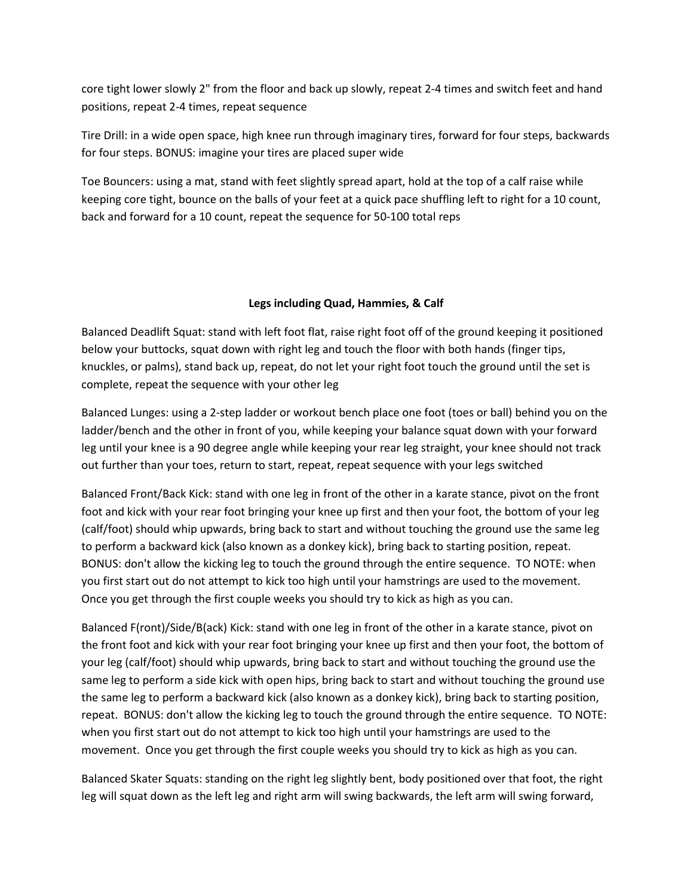core tight lower slowly 2" from the floor and back up slowly, repeat 2-4 times and switch feet and hand positions, repeat 2-4 times, repeat sequence

Tire Drill: in a wide open space, high knee run through imaginary tires, forward for four steps, backwards for four steps. BONUS: imagine your tires are placed super wide

Toe Bouncers: using a mat, stand with feet slightly spread apart, hold at the top of a calf raise while keeping core tight, bounce on the balls of your feet at a quick pace shuffling left to right for a 10 count, back and forward for a 10 count, repeat the sequence for 50-100 total reps

## Legs including Quad, Hammies, & Calf

Balanced Deadlift Squat: stand with left foot flat, raise right foot off of the ground keeping it positioned below your buttocks, squat down with right leg and touch the floor with both hands (finger tips, knuckles, or palms), stand back up, repeat, do not let your right foot touch the ground until the set is complete, repeat the sequence with your other leg

Balanced Lunges: using a 2-step ladder or workout bench place one foot (toes or ball) behind you on the ladder/bench and the other in front of you, while keeping your balance squat down with your forward leg until your knee is a 90 degree angle while keeping your rear leg straight, your knee should not track out further than your toes, return to start, repeat, repeat sequence with your legs switched

Balanced Front/Back Kick: stand with one leg in front of the other in a karate stance, pivot on the front foot and kick with your rear foot bringing your knee up first and then your foot, the bottom of your leg (calf/foot) should whip upwards, bring back to start and without touching the ground use the same leg to perform a backward kick (also known as a donkey kick), bring back to starting position, repeat. BONUS: don't allow the kicking leg to touch the ground through the entire sequence. TO NOTE: when you first start out do not attempt to kick too high until your hamstrings are used to the movement. Once you get through the first couple weeks you should try to kick as high as you can.

Balanced F(ront)/Side/B(ack) Kick: stand with one leg in front of the other in a karate stance, pivot on the front foot and kick with your rear foot bringing your knee up first and then your foot, the bottom of your leg (calf/foot) should whip upwards, bring back to start and without touching the ground use the same leg to perform a side kick with open hips, bring back to start and without touching the ground use the same leg to perform a backward kick (also known as a donkey kick), bring back to starting position, repeat. BONUS: don't allow the kicking leg to touch the ground through the entire sequence. TO NOTE: when you first start out do not attempt to kick too high until your hamstrings are used to the movement. Once you get through the first couple weeks you should try to kick as high as you can.

Balanced Skater Squats: standing on the right leg slightly bent, body positioned over that foot, the right leg will squat down as the left leg and right arm will swing backwards, the left arm will swing forward,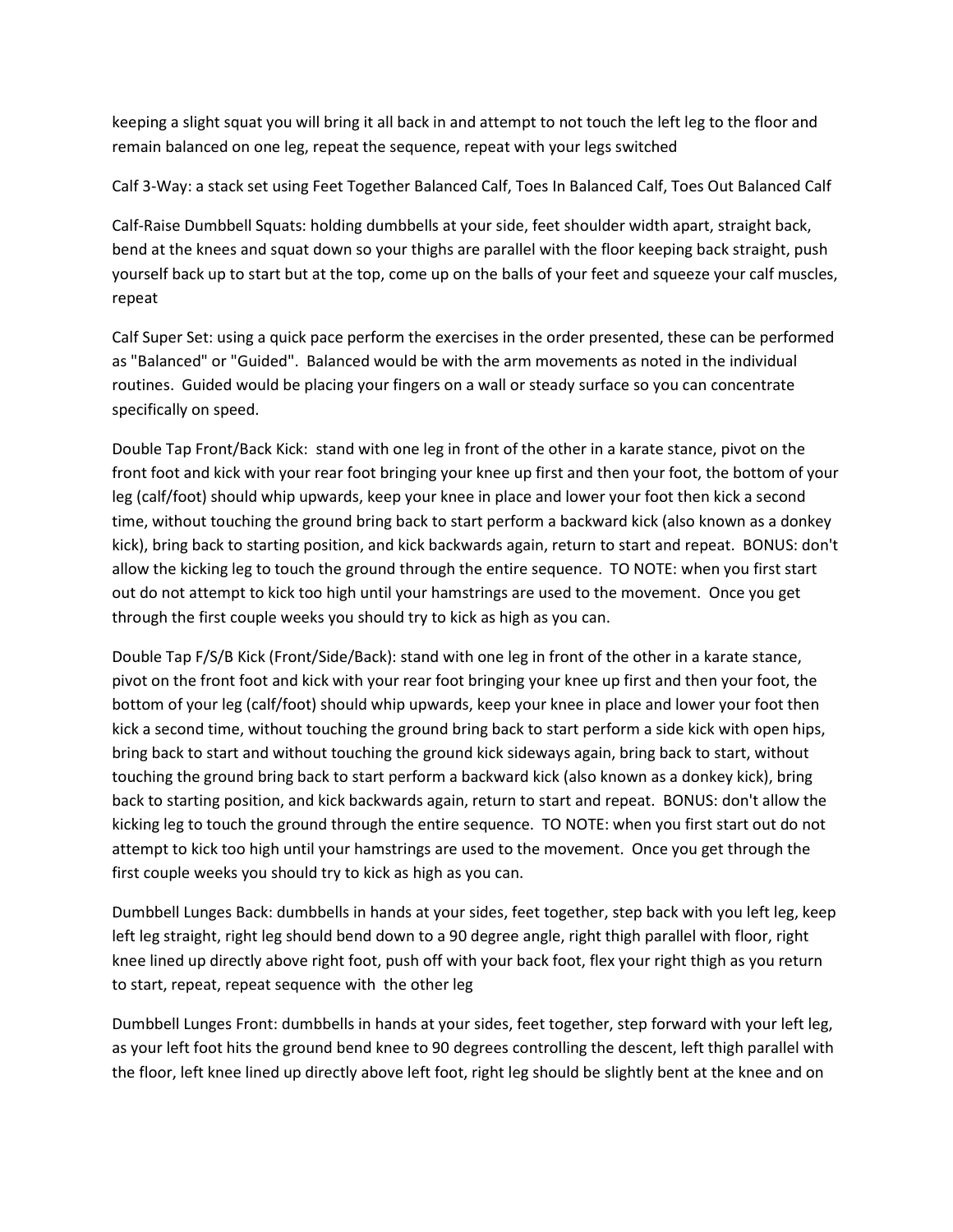keeping a slight squat you will bring it all back in and attempt to not touch the left leg to the floor and remain balanced on one leg, repeat the sequence, repeat with your legs switched

Calf 3-Way: a stack set using Feet Together Balanced Calf, Toes In Balanced Calf, Toes Out Balanced Calf

Calf-Raise Dumbbell Squats: holding dumbbells at your side, feet shoulder width apart, straight back, bend at the knees and squat down so your thighs are parallel with the floor keeping back straight, push yourself back up to start but at the top, come up on the balls of your feet and squeeze your calf muscles, repeat

Calf Super Set: using a quick pace perform the exercises in the order presented, these can be performed as "Balanced" or "Guided". Balanced would be with the arm movements as noted in the individual routines. Guided would be placing your fingers on a wall or steady surface so you can concentrate specifically on speed.

Double Tap Front/Back Kick: stand with one leg in front of the other in a karate stance, pivot on the front foot and kick with your rear foot bringing your knee up first and then your foot, the bottom of your leg (calf/foot) should whip upwards, keep your knee in place and lower your foot then kick a second time, without touching the ground bring back to start perform a backward kick (also known as a donkey kick), bring back to starting position, and kick backwards again, return to start and repeat. BONUS: don't allow the kicking leg to touch the ground through the entire sequence. TO NOTE: when you first start out do not attempt to kick too high until your hamstrings are used to the movement. Once you get through the first couple weeks you should try to kick as high as you can.

Double Tap F/S/B Kick (Front/Side/Back): stand with one leg in front of the other in a karate stance, pivot on the front foot and kick with your rear foot bringing your knee up first and then your foot, the bottom of your leg (calf/foot) should whip upwards, keep your knee in place and lower your foot then kick a second time, without touching the ground bring back to start perform a side kick with open hips, bring back to start and without touching the ground kick sideways again, bring back to start, without touching the ground bring back to start perform a backward kick (also known as a donkey kick), bring back to starting position, and kick backwards again, return to start and repeat. BONUS: don't allow the kicking leg to touch the ground through the entire sequence. TO NOTE: when you first start out do not attempt to kick too high until your hamstrings are used to the movement. Once you get through the first couple weeks you should try to kick as high as you can.

Dumbbell Lunges Back: dumbbells in hands at your sides, feet together, step back with you left leg, keep left leg straight, right leg should bend down to a 90 degree angle, right thigh parallel with floor, right knee lined up directly above right foot, push off with your back foot, flex your right thigh as you return to start, repeat, repeat sequence with the other leg

Dumbbell Lunges Front: dumbbells in hands at your sides, feet together, step forward with your left leg, as your left foot hits the ground bend knee to 90 degrees controlling the descent, left thigh parallel with the floor, left knee lined up directly above left foot, right leg should be slightly bent at the knee and on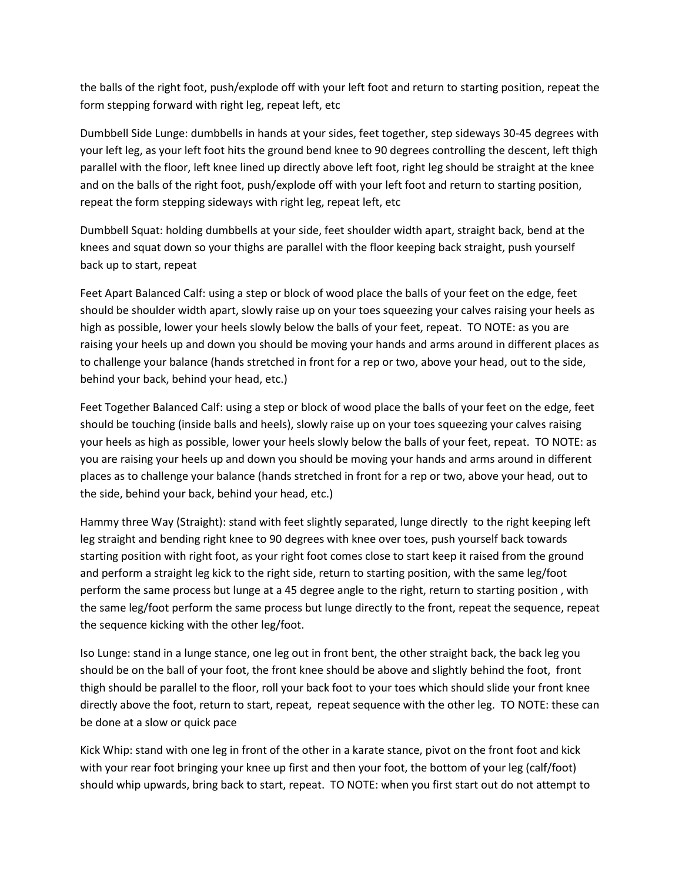the balls of the right foot, push/explode off with your left foot and return to starting position, repeat the form stepping forward with right leg, repeat left, etc

Dumbbell Side Lunge: dumbbells in hands at your sides, feet together, step sideways 30-45 degrees with your left leg, as your left foot hits the ground bend knee to 90 degrees controlling the descent, left thigh parallel with the floor, left knee lined up directly above left foot, right leg should be straight at the knee and on the balls of the right foot, push/explode off with your left foot and return to starting position, repeat the form stepping sideways with right leg, repeat left, etc

Dumbbell Squat: holding dumbbells at your side, feet shoulder width apart, straight back, bend at the knees and squat down so your thighs are parallel with the floor keeping back straight, push yourself back up to start, repeat

Feet Apart Balanced Calf: using a step or block of wood place the balls of your feet on the edge, feet should be shoulder width apart, slowly raise up on your toes squeezing your calves raising your heels as high as possible, lower your heels slowly below the balls of your feet, repeat. TO NOTE: as you are raising your heels up and down you should be moving your hands and arms around in different places as to challenge your balance (hands stretched in front for a rep or two, above your head, out to the side, behind your back, behind your head, etc.)

Feet Together Balanced Calf: using a step or block of wood place the balls of your feet on the edge, feet should be touching (inside balls and heels), slowly raise up on your toes squeezing your calves raising your heels as high as possible, lower your heels slowly below the balls of your feet, repeat. TO NOTE: as you are raising your heels up and down you should be moving your hands and arms around in different places as to challenge your balance (hands stretched in front for a rep or two, above your head, out to the side, behind your back, behind your head, etc.)

Hammy three Way (Straight): stand with feet slightly separated, lunge directly to the right keeping left leg straight and bending right knee to 90 degrees with knee over toes, push yourself back towards starting position with right foot, as your right foot comes close to start keep it raised from the ground and perform a straight leg kick to the right side, return to starting position, with the same leg/foot perform the same process but lunge at a 45 degree angle to the right, return to starting position , with the same leg/foot perform the same process but lunge directly to the front, repeat the sequence, repeat the sequence kicking with the other leg/foot.

Iso Lunge: stand in a lunge stance, one leg out in front bent, the other straight back, the back leg you should be on the ball of your foot, the front knee should be above and slightly behind the foot, front thigh should be parallel to the floor, roll your back foot to your toes which should slide your front knee directly above the foot, return to start, repeat, repeat sequence with the other leg. TO NOTE: these can be done at a slow or quick pace

Kick Whip: stand with one leg in front of the other in a karate stance, pivot on the front foot and kick with your rear foot bringing your knee up first and then your foot, the bottom of your leg (calf/foot) should whip upwards, bring back to start, repeat. TO NOTE: when you first start out do not attempt to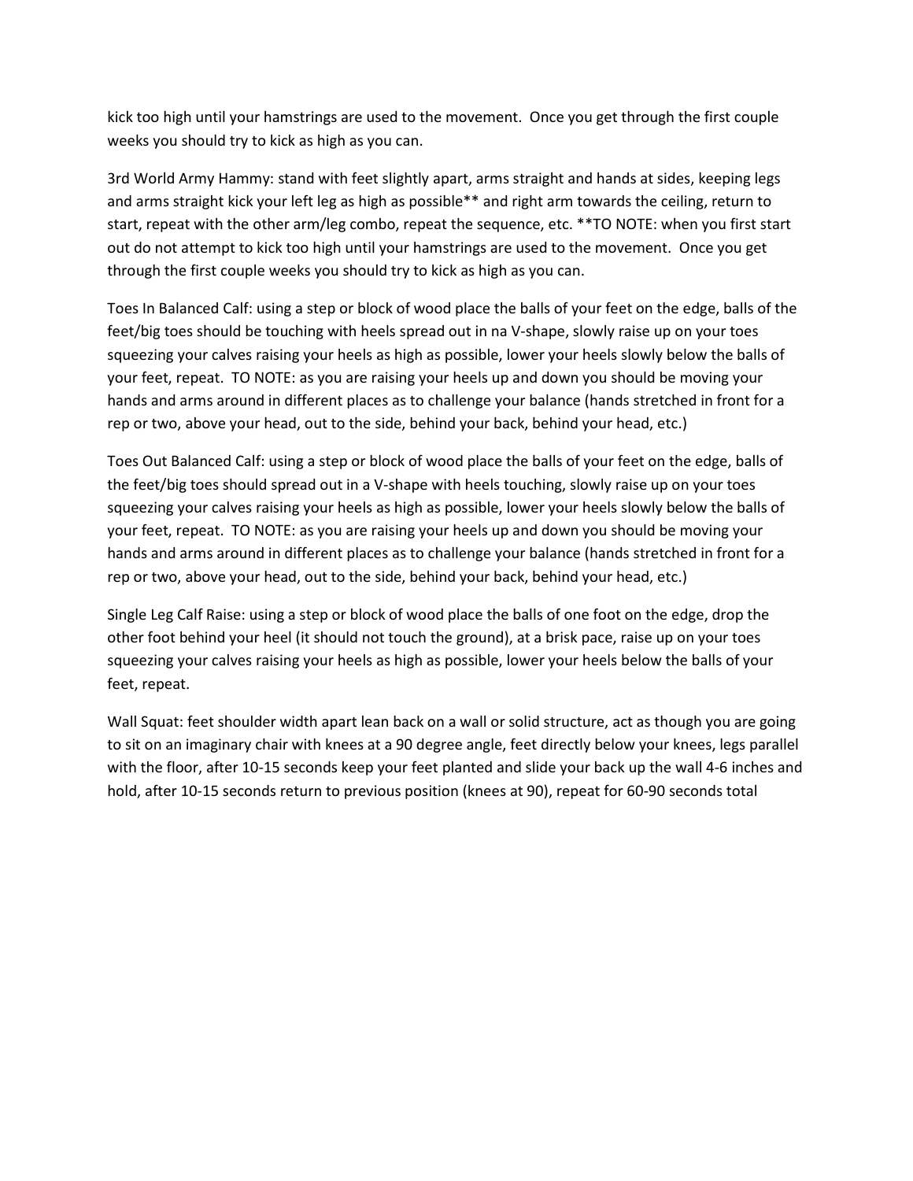kick too high until your hamstrings are used to the movement. Once you get through the first couple weeks you should try to kick as high as you can.

3rd World Army Hammy: stand with feet slightly apart, arms straight and hands at sides, keeping legs and arms straight kick your left leg as high as possible** and right arm towards the ceiling, return to start, repeat with the other arm/leg combo, repeat the sequence, etc. **TO NOTE: when you first start out do not attempt to kick too high until your hamstrings are used to the movement. Once you get through the first couple weeks you should try to kick as high as you can.

Toes In Balanced Calf: using a step or block of wood place the balls of your feet on the edge, balls of the feet/big toes should be touching with heels spread out in na V-shape, slowly raise up on your toes squeezing your calves raising your heels as high as possible, lower your heels slowly below the balls of your feet, repeat. TO NOTE: as you are raising your heels up and down you should be moving your hands and arms around in different places as to challenge your balance (hands stretched in front for a rep or two, above your head, out to the side, behind your back, behind your head, etc.)

Toes Out Balanced Calf: using a step or block of wood place the balls of your feet on the edge, balls of the feet/big toes should spread out in a V-shape with heels touching, slowly raise up on your toes squeezing your calves raising your heels as high as possible, lower your heels slowly below the balls of your feet, repeat. TO NOTE: as you are raising your heels up and down you should be moving your hands and arms around in different places as to challenge your balance (hands stretched in front for a rep or two, above your head, out to the side, behind your back, behind your head, etc.)

Single Leg Calf Raise: using a step or block of wood place the balls of one foot on the edge, drop the other foot behind your heel (it should not touch the ground), at a brisk pace, raise up on your toes squeezing your calves raising your heels as high as possible, lower your heels below the balls of your feet, repeat.

Wall Squat: feet shoulder width apart lean back on a wall or solid structure, act as though you are going to sit on an imaginary chair with knees at a 90 degree angle, feet directly below your knees, legs parallel with the floor, after 10-15 seconds keep your feet planted and slide your back up the wall 4-6 inches and hold, after 10-15 seconds return to previous position (knees at 90), repeat for 60-90 seconds total